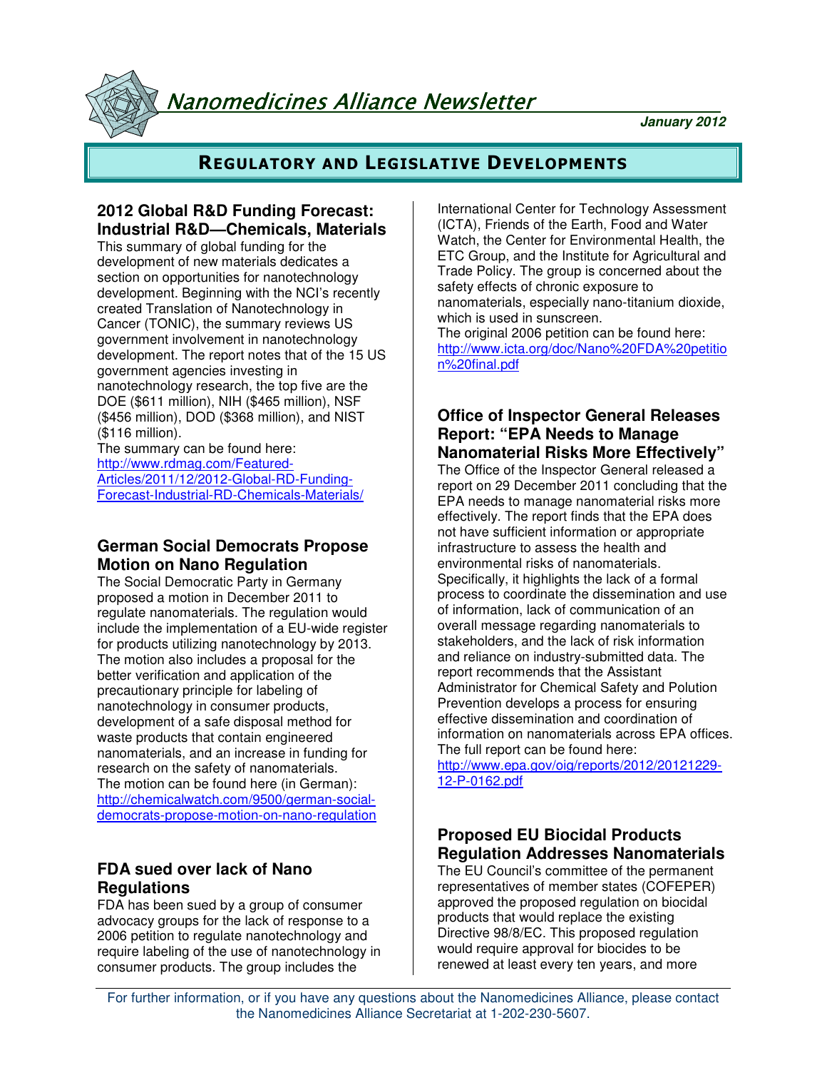# Nanomedicines Alliance Newsletter

***January 2012***

## REGULATORY AND LEGISLATIVE DEVELOPMENTS

### 2012 Global R&D Funding Forecast: Industrial R&D—Chemicals, Materials

This summary of global funding for the development of new materials dedicates a section on opportunities for nanotechnology development. Beginning with the NCI's recently created Translation of Nanotechnology in Cancer (TONIC), the summary reviews US government involvement in nanotechnology development. The report notes that of the 15 US government agencies investing in nanotechnology research, the top five are the DOE ($611 million), NIH ($465 million), NSF ($456 million), DOD ($368 million), and NIST ($116 million).

The summary can be found here: http://www.rdmag.com/Featured-Articles/2011/12/2012-Global-RD-Funding-Forecast-Industrial-RD-Chemicals-Materials/

### German Social Democrats Propose Motion on Nano Regulation

The Social Democratic Party in Germany proposed a motion in December 2011 to regulate nanomaterials. The regulation would include the implementation of a EU-wide register for products utilizing nanotechnology by 2013. The motion also includes a proposal for the better verification and application of the precautionary principle for labeling of nanotechnology in consumer products, development of a safe disposal method for waste products that contain engineered nanomaterials, and an increase in funding for research on the safety of nanomaterials.

The motion can be found here (in German): http://chemicalwatch.com/9500/german-social-democrats-propose-motion-on-nano-regulation

### FDA sued over lack of Nano Regulations

FDA has been sued by a group of consumer advocacy groups for the lack of response to a 2006 petition to regulate nanotechnology and require labeling of the use of nanotechnology in consumer products. The group includes the International Center for Technology Assessment (ICTA), Friends of the Earth, Food and Water Watch, the Center for Environmental Health, the ETC Group, and the Institute for Agricultural and Trade Policy. The group is concerned about the safety effects of chronic exposure to nanomaterials, especially nano-titanium dioxide, which is used in sunscreen.

The original 2006 petition can be found here: http://www.icta.org/doc/Nano%20FDA%20petition%20final.pdf

### Office of Inspector General Releases Report: "EPA Needs to Manage Nanomaterial Risks More Effectively"

The Office of the Inspector General released a report on 29 December 2011 concluding that the EPA needs to manage nanomaterial risks more effectively. The report finds that the EPA does not have sufficient information or appropriate infrastructure to assess the health and environmental risks of nanomaterials. Specifically, it highlights the lack of a formal process to coordinate the dissemination and use of information, lack of communication of an overall message regarding nanomaterials to stakeholders, and the lack of risk information and reliance on industry-submitted data. The report recommends that the Assistant Administrator for Chemical Safety and Polution Prevention develops a process for ensuring effective dissemination and coordination of information on nanomaterials across EPA offices.

The full report can be found here: http://www.epa.gov/oig/reports/2012/20121229-12-P-0162.pdf

### Proposed EU Biocidal Products Regulation Addresses Nanomaterials

The EU Council's committee of the permanent representatives of member states (COFEPER) approved the proposed regulation on biocidal products that would replace the existing Directive 98/8/EC. This proposed regulation would require approval for biocides to be renewed at least every ten years, and more

For further information, or if you have any questions about the Nanomedicines Alliance, please contact the Nanomedicines Alliance Secretariat at 1-202-230-5607.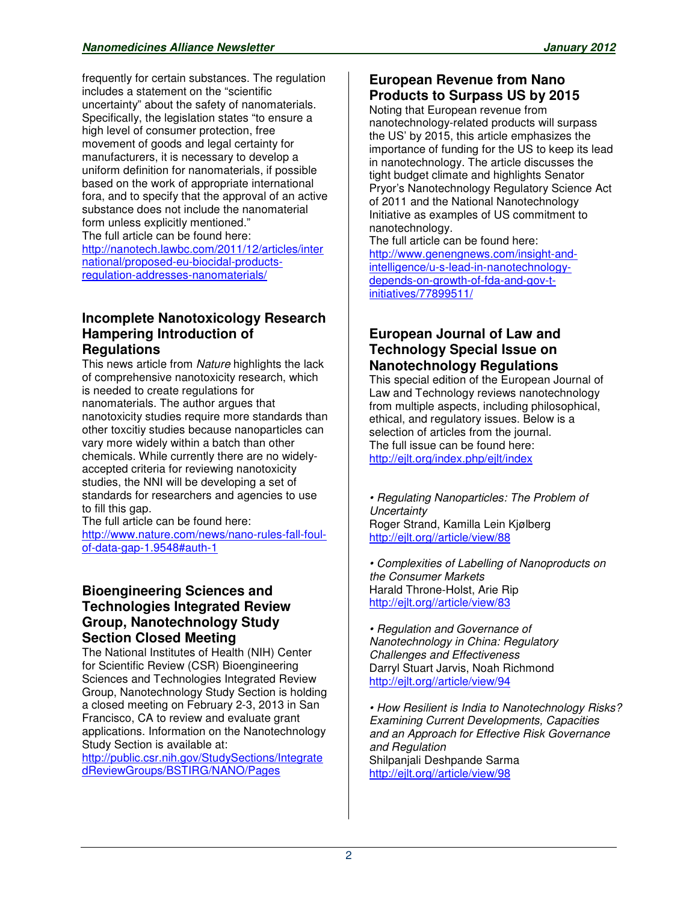frequently for certain substances. The regulation includes a statement on the "scientific uncertainty" about the safety of nanomaterials. Specifically, the legislation states "to ensure a high level of consumer protection, free movement of goods and legal certainty for manufacturers, it is necessary to develop a uniform definition for nanomaterials, if possible based on the work of appropriate international fora, and to specify that the approval of an active substance does not include the nanomaterial form unless explicitly mentioned."
The full article can be found here:
http://nanotech.lawbc.com/2011/12/articles/international/proposed-eu-biocidal-products-regulation-addresses-nanomaterials/

## Incomplete Nanotoxicology Research Hampering Introduction of Regulations

This news article from *Nature* highlights the lack of comprehensive nanotoxicity research, which is needed to create regulations for nanomaterials. The author argues that nanotoxicity studies require more standards than other toxcitiy studies because nanoparticles can vary more widely within a batch than other chemicals. While currently there are no widely-accepted criteria for reviewing nanotoxicity studies, the NNI will be developing a set of standards for researchers and agencies to use to fill this gap.
The full article can be found here:
http://www.nature.com/news/nano-rules-fall-foul-of-data-gap-1.9548#auth-1

## Bioengineering Sciences and Technologies Integrated Review Group, Nanotechnology Study Section Closed Meeting

The National Institutes of Health (NIH) Center for Scientific Review (CSR) Bioengineering Sciences and Technologies Integrated Review Group, Nanotechnology Study Section is holding a closed meeting on February 2-3, 2013 in San Francisco, CA to review and evaluate grant applications. Information on the Nanotechnology Study Section is available at:
http://public.csr.nih.gov/StudySections/IntegratedReviewGroups/BSTIRG/NANO/Pages

## European Revenue from Nano Products to Surpass US by 2015

Noting that European revenue from nanotechnology-related products will surpass the US' by 2015, this article emphasizes the importance of funding for the US to keep its lead in nanotechnology. The article discusses the tight budget climate and highlights Senator Pryor's Nanotechnology Regulatory Science Act of 2011 and the National Nanotechnology Initiative as examples of US commitment to nanotechnology.
The full article can be found here:
http://www.genengnews.com/insight-and-intelligence/u-s-lead-in-nanotechnology-depends-on-growth-of-fda-and-gov-t-initiatives/77899511/

## European Journal of Law and Technology Special Issue on Nanotechnology Regulations

This special edition of the European Journal of Law and Technology reviews nanotechnology from multiple aspects, including philosophical, ethical, and regulatory issues. Below is a selection of articles from the journal.
The full issue can be found here:
http://ejlt.org/index.php/ejlt/index

• *Regulating Nanoparticles: The Problem of Uncertainty*
Roger Strand, Kamilla Lein Kjølberg
http://ejlt.org//article/view/88

• *Complexities of Labelling of Nanoproducts on the Consumer Markets*
Harald Throne-Holst, Arie Rip
http://ejlt.org//article/view/83

• *Regulation and Governance of Nanotechnology in China: Regulatory Challenges and Effectiveness*
Darryl Stuart Jarvis, Noah Richmond
http://ejlt.org//article/view/94

• *How Resilient is India to Nanotechnology Risks? Examining Current Developments, Capacities and an Approach for Effective Risk Governance and Regulation*
Shilpanjali Deshpande Sarma
http://ejlt.org//article/view/98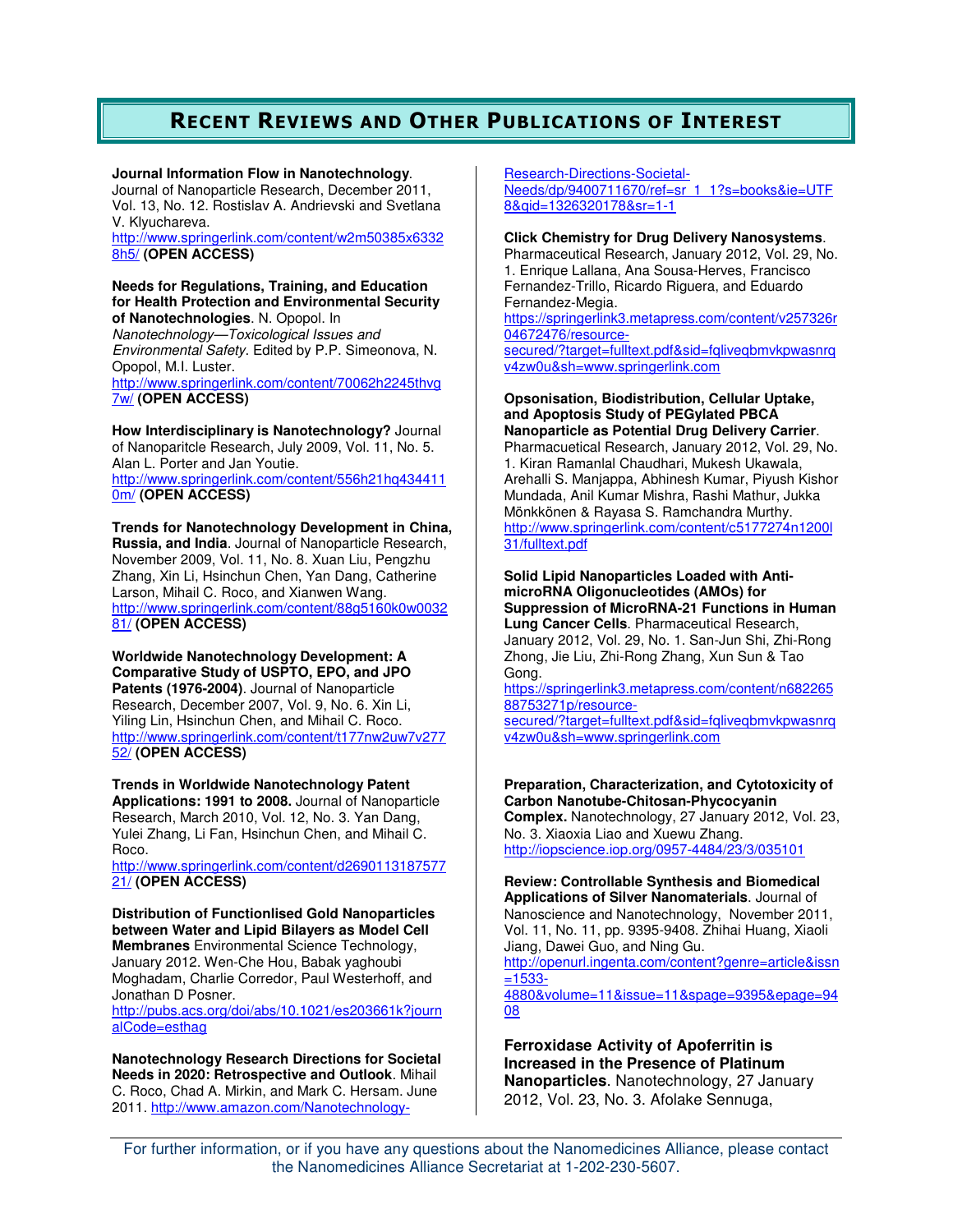## RECENT REVIEWS AND OTHER PUBLICATIONS OF INTEREST

**Journal Information Flow in Nanotechnology**. Journal of Nanoparticle Research, December 2011, Vol. 13, No. 12. Rostislav A. Andrievski and Svetlana V. Klyuchareva.
http://www.springerlink.com/content/w2m50385x63328h5/ **(OPEN ACCESS)**

**Needs for Regulations, Training, and Education for Health Protection and Environmental Security of Nanotechnologies**. N. Opopol. In *Nanotechnology—Toxicological Issues and Environmental Safety*. Edited by P.P. Simeonova, N. Opopol, M.I. Luster.
http://www.springerlink.com/content/70062h2245thvg7w/ **(OPEN ACCESS)**

**How Interdisciplinary is Nanotechnology?** Journal of Nanoparitcle Research, July 2009, Vol. 11, No. 5. Alan L. Porter and Jan Youtie.
http://www.springerlink.com/content/556h21hq4344110m/ **(OPEN ACCESS)**

**Trends for Nanotechnology Development in China, Russia, and India**. Journal of Nanoparticle Research, November 2009, Vol. 11, No. 8. Xuan Liu, Pengzhu Zhang, Xin Li, Hsinchun Chen, Yan Dang, Catherine Larson, Mihail C. Roco, and Xianwen Wang.
http://www.springerlink.com/content/88g5160k0w003281/ **(OPEN ACCESS)**

**Worldwide Nanotechnology Development: A Comparative Study of USPTO, EPO, and JPO Patents (1976-2004)**. Journal of Nanoparticle Research, December 2007, Vol. 9, No. 6. Xin Li, Yiling Lin, Hsinchun Chen, and Mihail C. Roco.
http://www.springerlink.com/content/t177nw2uw7v27752/ **(OPEN ACCESS)**

**Trends in Worldwide Nanotechnology Patent Applications: 1991 to 2008.** Journal of Nanoparticle Research, March 2010, Vol. 12, No. 3. Yan Dang, Yulei Zhang, Li Fan, Hsinchun Chen, and Mihail C. Roco.
http://www.springerlink.com/content/d269011318757721/ **(OPEN ACCESS)**

**Distribution of Functionlised Gold Nanoparticles between Water and Lipid Bilayers as Model Cell Membranes** Environmental Science Technology, January 2012. Wen-Che Hou, Babak yaghoubi Moghadam, Charlie Corredor, Paul Westerhoff, and Jonathan D Posner.
http://pubs.acs.org/doi/abs/10.1021/es203661k?journalCode=esthag

**Nanotechnology Research Directions for Societal Needs in 2020: Retrospective and Outlook**. Mihail C. Roco, Chad A. Mirkin, and Mark C. Hersam. June 2011. http://www.amazon.com/Nanotechnology-Research-Directions-Societal-Needs/dp/9400711670/ref=sr_1_1?s=books&ie=UTF8&qid=1326320178&sr=1-1

**Click Chemistry for Drug Delivery Nanosystems**. Pharmaceutical Research, January 2012, Vol. 29, No. 1. Enrique Lallana, Ana Sousa-Herves, Francisco Fernandez-Trillo, Ricardo Riguera, and Eduardo Fernandez-Megia.
https://springerlink3.metapress.com/content/v257326r04672476/resource-secured/?target=fulltext.pdf&sid=fqliveqbmvkpwasnrqv4zw0u&sh=www.springerlink.com

**Opsonisation, Biodistribution, Cellular Uptake, and Apoptosis Study of PEGylated PBCA Nanoparticle as Potential Drug Delivery Carrier**. Pharmacuetical Research, January 2012, Vol. 29, No. 1. Kiran Ramanlal Chaudhari, Mukesh Ukawala, Arehalli S. Manjappa, Abhinesh Kumar, Piyush Kishor Mundada, Anil Kumar Mishra, Rashi Mathur, Jukka Mönkkönen & Rayasa S. Ramchandra Murthy.
http://www.springerlink.com/content/c5177274n1200l31/fulltext.pdf

**Solid Lipid Nanoparticles Loaded with Anti-microRNA Oligonucleotides (AMOs) for Suppression of MicroRNA-21 Functions in Human Lung Cancer Cells**. Pharmaceutical Research, January 2012, Vol. 29, No. 1. San-Jun Shi, Zhi-Rong Zhong, Jie Liu, Zhi-Rong Zhang, Xun Sun & Tao Gong.
https://springerlink3.metapress.com/content/n68226588753271p/resource-secured/?target=fulltext.pdf&sid=fqliveqbmvkpwasnrqv4zw0u&sh=www.springerlink.com

**Preparation, Characterization, and Cytotoxicity of Carbon Nanotube-Chitosan-Phycocyanin Complex.** Nanotechnology, 27 January 2012, Vol. 23, No. 3. Xiaoxia Liao and Xuewu Zhang.
http://iopscience.iop.org/0957-4484/23/3/035101

**Review: Controllable Synthesis and Biomedical Applications of Silver Nanomaterials**. Journal of Nanoscience and Nanotechnology, November 2011, Vol. 11, No. 11, pp. 9395-9408. Zhihai Huang, Xiaoli Jiang, Dawei Guo, and Ning Gu.
http://openurl.ingenta.com/content?genre=article&issn=1533-4880&volume=11&issue=11&spage=9395&epage=9408

**Ferroxidase Activity of Apoferritin is Increased in the Presence of Platinum Nanoparticles**. Nanotechnology, 27 January 2012, Vol. 23, No. 3. Afolake Sennuga,

For further information, or if you have any questions about the Nanomedicines Alliance, please contact the Nanomedicines Alliance Secretariat at 1-202-230-5607.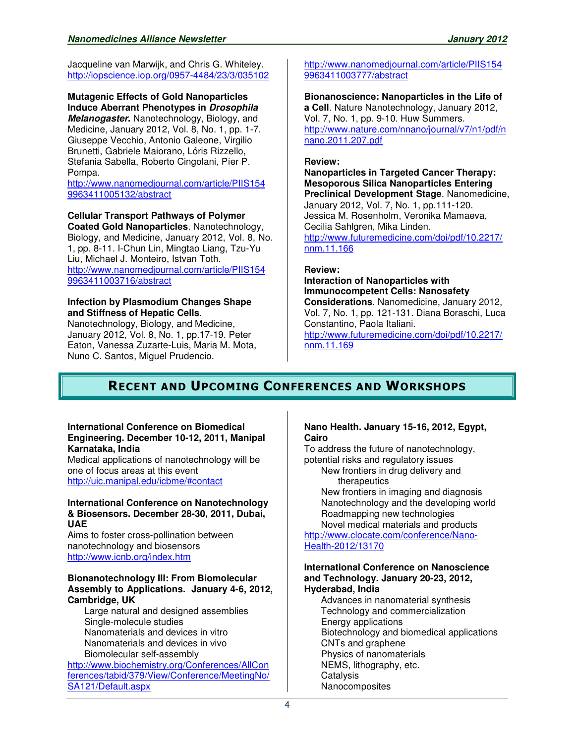Jacqueline van Marwijk, and Chris G. Whiteley.
http://iopscience.iop.org/0957-4484/23/3/035102

**Mutagenic Effects of Gold Nanoparticles Induce Aberrant Phenotypes in *Drosophila Melanogaster*.** Nanotechnology, Biology, and Medicine, January 2012, Vol. 8, No. 1, pp. 1-7. Giuseppe Vecchio, Antonio Galeone, Virgilio Brunetti, Gabriele Maiorano, Lóris Rizzello, Stefania Sabella, Roberto Cingolani, Píer P. Pompa.
http://www.nanomedjournal.com/article/PIIS1549963411005132/abstract

**Cellular Transport Pathways of Polymer Coated Gold Nanoparticles**. Nanotechnology, Biology, and Medicine, January 2012, Vol. 8, No. 1, pp. 8-11. I-Chun Lin, Mingtao Liang, Tzu-Yu Liu, Michael J. Monteiro, Istvan Toth.
http://www.nanomedjournal.com/article/PIIS1549963411003716/abstract

**Infection by Plasmodium Changes Shape and Stiffness of Hepatic Cells**. Nanotechnology, Biology, and Medicine, January 2012, Vol. 8, No. 1, pp.17-19. Peter Eaton, Vanessa Zuzarte-Luis, Maria M. Mota, Nuno C. Santos, Miguel Prudencio.
http://www.nanomedjournal.com/article/PIIS1549963411003777/abstract

**Bionanoscience: Nanoparticles in the Life of a Cell**. Nature Nanotechnology, January 2012, Vol. 7, No. 1, pp. 9-10. Huw Summers.
http://www.nature.com/nnano/journal/v7/n1/pdf/nnano.2011.207.pdf

**Review:**
**Nanoparticles in Targeted Cancer Therapy: Mesoporous Silica Nanoparticles Entering Preclinical Development Stage**. Nanomedicine, January 2012, Vol. 7, No. 1, pp.111-120. Jessica M. Rosenholm, Veronika Mamaeva, Cecilia Sahlgren, Mika Linden.
http://www.futuremedicine.com/doi/pdf/10.2217/nnm.11.166

**Review:**
**Interaction of Nanoparticles with Immunocompetent Cells: Nanosafety Considerations**. Nanomedicine, January 2012, Vol. 7, No. 1, pp. 121-131. Diana Boraschi, Luca Constantino, Paola Italiani.
http://www.futuremedicine.com/doi/pdf/10.2217/nnm.11.169

## Recent and Upcoming Conferences and Workshops

**International Conference on Biomedical Engineering. December 10-12, 2011, Manipal Karnataka, India**
Medical applications of nanotechnology will be one of focus areas at this event
http://uic.manipal.edu/icbme/#contact

**International Conference on Nanotechnology & Biosensors. December 28-30, 2011, Dubai, UAE**
Aims to foster cross-pollination between nanotechnology and biosensors
http://www.icnb.org/index.htm

**Bionanotechnology III: From Biomolecular Assembly to Applications. January 4-6, 2012, Cambridge, UK**

- Large natural and designed assemblies
- Single-molecule studies
- Nanomaterials and devices in vitro
- Nanomaterials and devices in vivo
- Biomolecular self-assembly

http://www.biochemistry.org/Conferences/AllConferences/tabid/379/View/Conference/MeetingNo/SA121/Default.aspx

**Nano Health. January 15-16, 2012, Egypt, Cairo**
To address the future of nanotechnology, potential risks and regulatory issues

- New frontiers in drug delivery and therapeutics
- New frontiers in imaging and diagnosis
- Nanotechnology and the developing world
- Roadmapping new technologies
- Novel medical materials and products

http://www.clocate.com/conference/Nano-Health-2012/13170

**International Conference on Nanoscience and Technology. January 20-23, 2012, Hyderabad, India**

- Advances in nanomaterial synthesis
- Technology and commercialization
- Energy applications
- Biotechnology and biomedical applications
- CNTs and graphene
- Physics of nanomaterials
- NEMS, lithography, etc.
- Catalysis
- Nanocomposites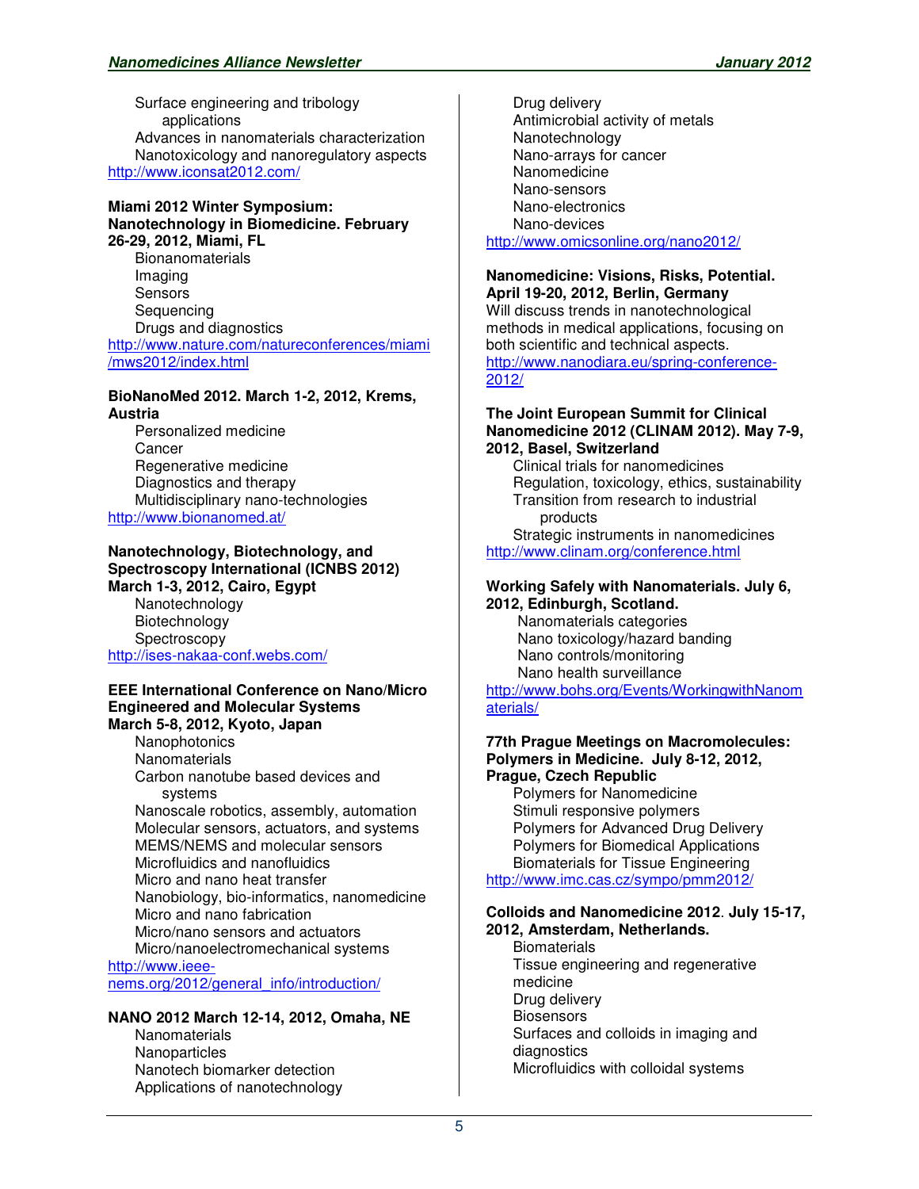Surface engineering and tribology applications
Advances in nanomaterials characterization
Nanotoxicology and nanoregulatory aspects
http://www.iconsat2012.com/

**Miami 2012 Winter Symposium: Nanotechnology in Biomedicine. February 26-29, 2012, Miami, FL**

Bionanomaterials
Imaging
Sensors
Sequencing
Drugs and diagnostics
http://www.nature.com/natureconferences/miami/mws2012/index.html

**BioNanoMed 2012. March 1-2, 2012, Krems, Austria**

Personalized medicine
Cancer
Regenerative medicine
Diagnostics and therapy
Multidisciplinary nano-technologies
http://www.bionanomed.at/

**Nanotechnology, Biotechnology, and Spectroscopy International (ICNBS 2012) March 1-3, 2012, Cairo, Egypt**

Nanotechnology
Biotechnology
Spectroscopy
http://ises-nakaa-conf.webs.com/

**EEE International Conference on Nano/Micro Engineered and Molecular Systems March 5-8, 2012, Kyoto, Japan**

Nanophotonics
Nanomaterials
Carbon nanotube based devices and systems
Nanoscale robotics, assembly, automation
Molecular sensors, actuators, and systems
MEMS/NEMS and molecular sensors
Microfluidics and nanofluidics
Micro and nano heat transfer
Nanobiology, bio-informatics, nanomedicine
Micro and nano fabrication
Micro/nano sensors and actuators
Micro/nanoelectromechanical systems
http://www.ieee-nems.org/2012/general_info/introduction/

**NANO 2012 March 12-14, 2012, Omaha, NE**

Nanomaterials
Nanoparticles
Nanotech biomarker detection
Applications of nanotechnology
Drug delivery
Antimicrobial activity of metals
Nanotechnology
Nano-arrays for cancer
Nanomedicine
Nano-sensors
Nano-electronics
Nano-devices
http://www.omicsonline.org/nano2012/

**Nanomedicine: Visions, Risks, Potential. April 19-20, 2012, Berlin, Germany**

Will discuss trends in nanotechnological methods in medical applications, focusing on both scientific and technical aspects.
http://www.nanodiara.eu/spring-conference-2012/

**The Joint European Summit for Clinical Nanomedicine 2012 (CLINAM 2012). May 7-9, 2012, Basel, Switzerland**

Clinical trials for nanomedicines
Regulation, toxicology, ethics, sustainability
Transition from research to industrial products
Strategic instruments in nanomedicines
http://www.clinam.org/conference.html

**Working Safely with Nanomaterials. July 6, 2012, Edinburgh, Scotland.**

Nanomaterials categories
Nano toxicology/hazard banding
Nano controls/monitoring
Nano health surveillance
http://www.bohs.org/Events/WorkingwithNanomaterials/

**77th Prague Meetings on Macromolecules: Polymers in Medicine. July 8-12, 2012, Prague, Czech Republic**

Polymers for Nanomedicine
Stimuli responsive polymers
Polymers for Advanced Drug Delivery
Polymers for Biomedical Applications
Biomaterials for Tissue Engineering
http://www.imc.cas.cz/sympo/pmm2012/

**Colloids and Nanomedicine 2012. July 15-17, 2012, Amsterdam, Netherlands.**

Biomaterials
Tissue engineering and regenerative medicine
Drug delivery
Biosensors
Surfaces and colloids in imaging and diagnostics
Microfluidics with colloidal systems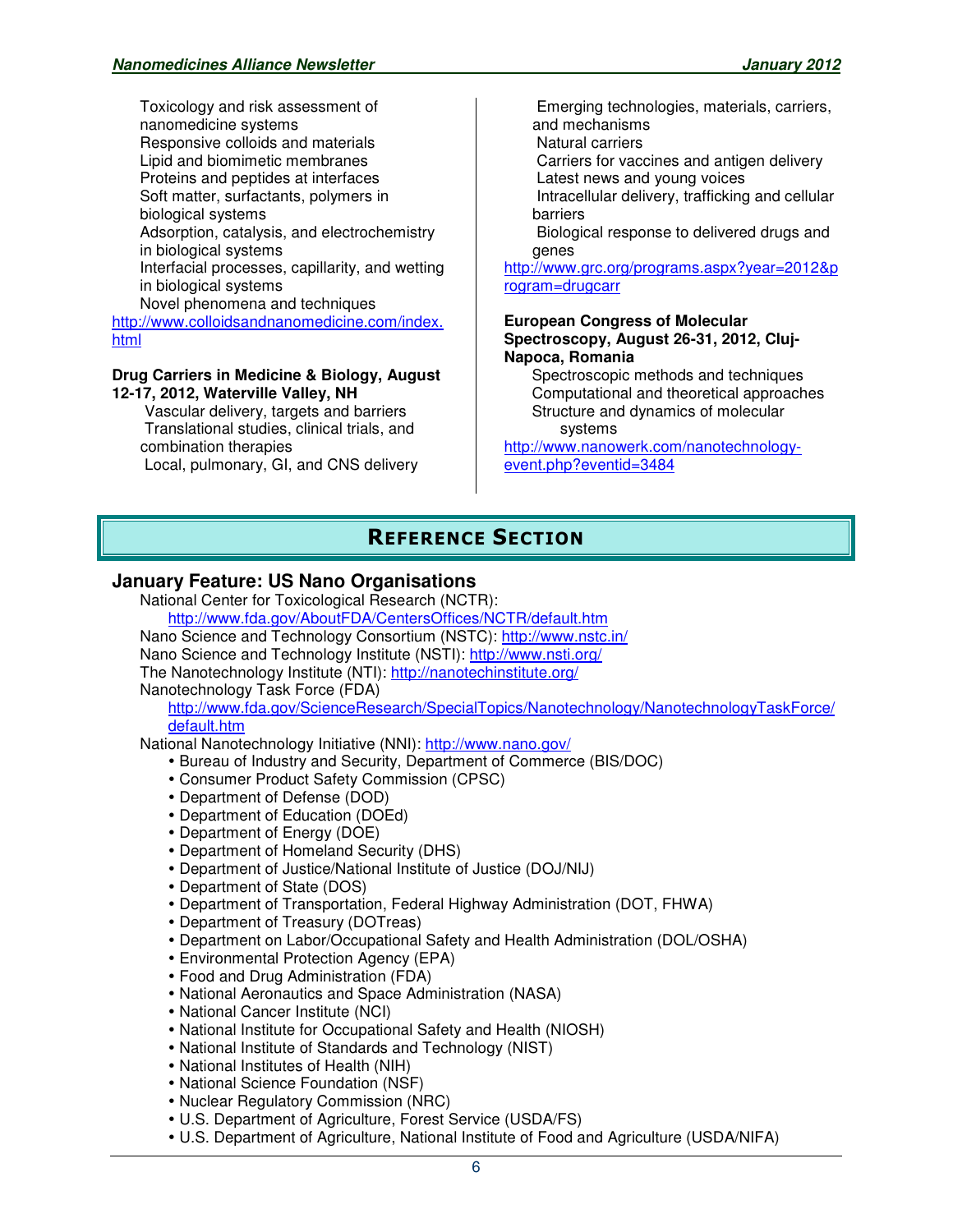Toxicology and risk assessment of nanomedicine systems
Responsive colloids and materials
Lipid and biomimetic membranes
Proteins and peptides at interfaces
Soft matter, surfactants, polymers in biological systems
Adsorption, catalysis, and electrochemistry in biological systems
Interfacial processes, capillarity, and wetting in biological systems
Novel phenomena and techniques

http://www.colloidsandnanomedicine.com/index.html

**Drug Carriers in Medicine & Biology, August 12-17, 2012, Waterville Valley, NH**

Vascular delivery, targets and barriers
Translational studies, clinical trials, and combination therapies
Local, pulmonary, GI, and CNS delivery
Emerging technologies, materials, carriers, and mechanisms
Natural carriers
Carriers for vaccines and antigen delivery
Latest news and young voices
Intracellular delivery, trafficking and cellular barriers
Biological response to delivered drugs and genes

http://www.grc.org/programs.aspx?year=2012&program=drugcarr

**European Congress of Molecular Spectroscopy, August 26-31, 2012, Cluj-Napoca, Romania**

Spectroscopic methods and techniques
Computational and theoretical approaches
Structure and dynamics of molecular systems

http://www.nanowerk.com/nanotechnology-event.php?eventid=3484

# Reference Section

## January Feature: US Nano Organisations

National Center for Toxicological Research (NCTR):
http://www.fda.gov/AboutFDA/CentersOffices/NCTR/default.htm

Nano Science and Technology Consortium (NSTC): http://www.nstc.in/

Nano Science and Technology Institute (NSTI): http://www.nsti.org/

The Nanotechnology Institute (NTI): http://nanotechinstitute.org/

Nanotechnology Task Force (FDA)
http://www.fda.gov/ScienceResearch/SpecialTopics/Nanotechnology/NanotechnologyTaskForce/default.htm

National Nanotechnology Initiative (NNI): http://www.nano.gov/

- Bureau of Industry and Security, Department of Commerce (BIS/DOC)
- Consumer Product Safety Commission (CPSC)
- Department of Defense (DOD)
- Department of Education (DOEd)
- Department of Energy (DOE)
- Department of Homeland Security (DHS)
- Department of Justice/National Institute of Justice (DOJ/NIJ)
- Department of State (DOS)
- Department of Transportation, Federal Highway Administration (DOT, FHWA)
- Department of Treasury (DOTreas)
- Department on Labor/Occupational Safety and Health Administration (DOL/OSHA)
- Environmental Protection Agency (EPA)
- Food and Drug Administration (FDA)
- National Aeronautics and Space Administration (NASA)
- National Cancer Institute (NCI)
- National Institute for Occupational Safety and Health (NIOSH)
- National Institute of Standards and Technology (NIST)
- National Institutes of Health (NIH)
- National Science Foundation (NSF)
- Nuclear Regulatory Commission (NRC)
- U.S. Department of Agriculture, Forest Service (USDA/FS)
- U.S. Department of Agriculture, National Institute of Food and Agriculture (USDA/NIFA)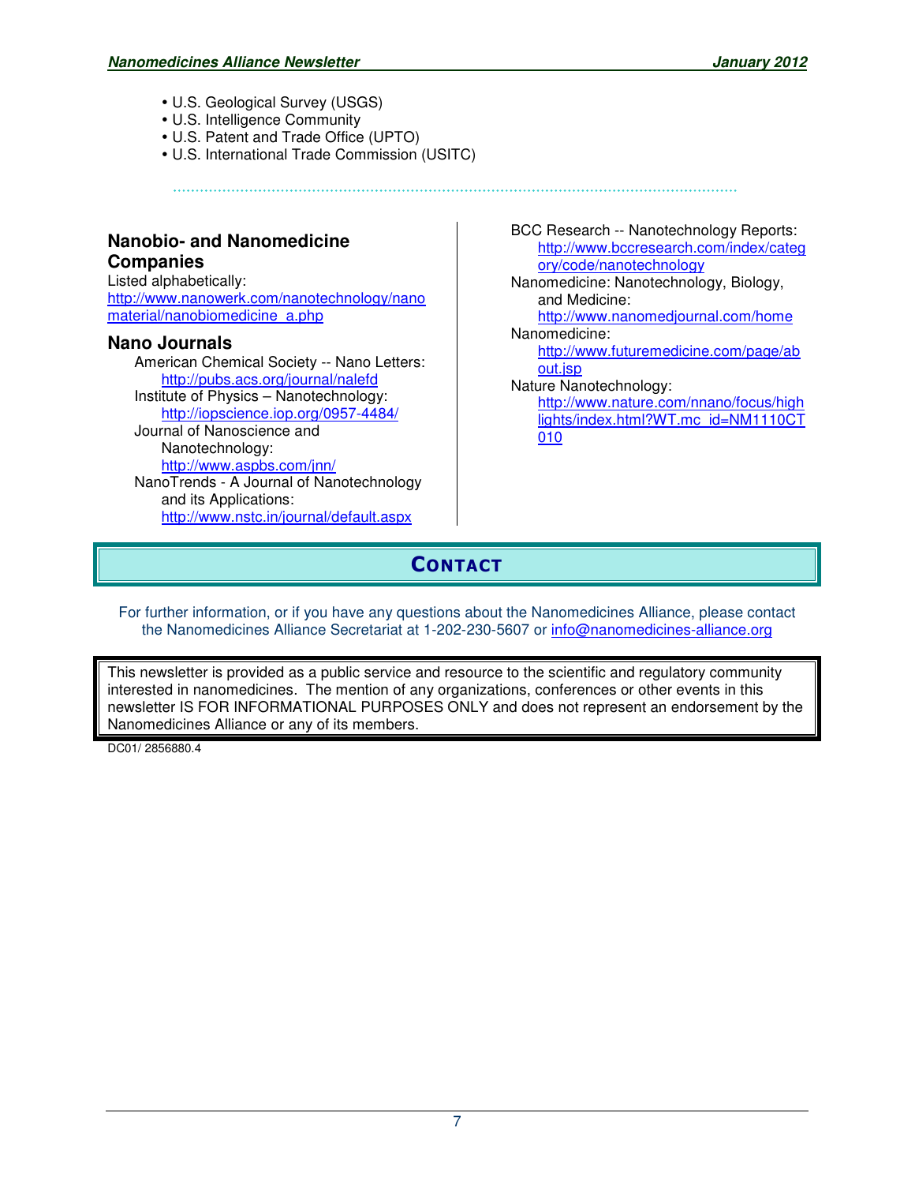- U.S. Geological Survey (USGS)
- U.S. Intelligence Community
- U.S. Patent and Trade Office (UPTO)
- U.S. International Trade Commission (USITC)

## Nanobio- and Nanomedicine Companies

Listed alphabetically:
http://www.nanowerk.com/nanotechnology/nanomaterial/nanobiomedicine_a.php

## Nano Journals

American Chemical Society -- Nano Letters:
http://pubs.acs.org/journal/nalefd

Institute of Physics – Nanotechnology:
http://iopscience.iop.org/0957-4484/

Journal of Nanoscience and Nanotechnology:
http://www.aspbs.com/jnn/

NanoTrends - A Journal of Nanotechnology and its Applications:
http://www.nstc.in/journal/default.aspx

BCC Research -- Nanotechnology Reports:
http://www.bccresearch.com/index/category/code/nanotechnology

Nanomedicine: Nanotechnology, Biology, and Medicine:
http://www.nanomedjournal.com/home

Nanomedicine:
http://www.futuremedicine.com/page/about.jsp

Nature Nanotechnology:
http://www.nature.com/nnano/focus/highlights/index.html?WT.mc_id=NM1110CT010

## CONTACT

For further information, or if you have any questions about the Nanomedicines Alliance, please contact the Nanomedicines Alliance Secretariat at 1-202-230-5607 or info@nanomedicines-alliance.org

This newsletter is provided as a public service and resource to the scientific and regulatory community interested in nanomedicines. The mention of any organizations, conferences or other events in this newsletter IS FOR INFORMATIONAL PURPOSES ONLY and does not represent an endorsement by the Nanomedicines Alliance or any of its members.

DC01/ 2856880.4